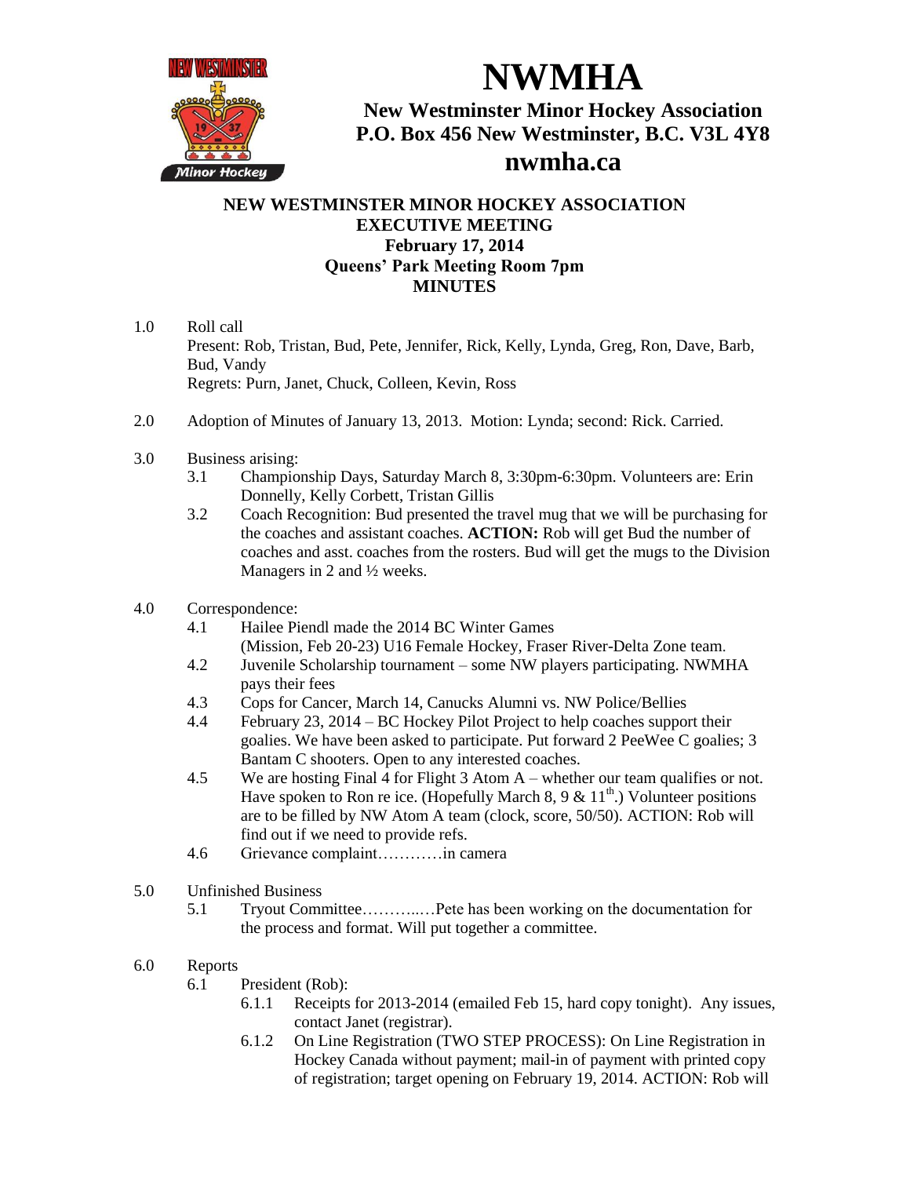# NWMHA

**New Westminster Minor Hockey Association**
**P.O. Box 456 New Westminster, B.C. V3L 4Y8**
**nwmha.ca**

## NEW WESTMINSTER MINOR HOCKEY ASSOCIATION
## EXECUTIVE MEETING
## February 17, 2014
## Queens' Park Meeting Room 7pm
## MINUTES

1.0 Roll call
Present: Rob, Tristan, Bud, Pete, Jennifer, Rick, Kelly, Lynda, Greg, Ron, Dave, Barb, Bud, Vandy
Regrets: Purn, Janet, Chuck, Colleen, Kevin, Ross

2.0 Adoption of Minutes of January 13, 2013. Motion: Lynda; second: Rick. Carried.

3.0 Business arising:
- 3.1 Championship Days, Saturday March 8, 3:30pm-6:30pm. Volunteers are: Erin Donnelly, Kelly Corbett, Tristan Gillis
- 3.2 Coach Recognition: Bud presented the travel mug that we will be purchasing for the coaches and assistant coaches. **ACTION:** Rob will get Bud the number of coaches and asst. coaches from the rosters. Bud will get the mugs to the Division Managers in 2 and ½ weeks.

4.0 Correspondence:
- 4.1 Hailee Piendl made the 2014 BC Winter Games (Mission, Feb 20-23) U16 Female Hockey, Fraser River-Delta Zone team.
- 4.2 Juvenile Scholarship tournament – some NW players participating. NWMHA pays their fees
- 4.3 Cops for Cancer, March 14, Canucks Alumni vs. NW Police/Bellies
- 4.4 February 23, 2014 – BC Hockey Pilot Project to help coaches support their goalies. We have been asked to participate. Put forward 2 PeeWee C goalies; 3 Bantam C shooters. Open to any interested coaches.
- 4.5 We are hosting Final 4 for Flight 3 Atom A – whether our team qualifies or not. Have spoken to Ron re ice. (Hopefully March 8, 9 & 11th.) Volunteer positions are to be filled by NW Atom A team (clock, score, 50/50). ACTION: Rob will find out if we need to provide refs.
- 4.6 Grievance complaint…………in camera

5.0 Unfinished Business
- 5.1 Tryout Committee………..…Pete has been working on the documentation for the process and format. Will put together a committee.

6.0 Reports
- 6.1 President (Rob):
  - 6.1.1 Receipts for 2013-2014 (emailed Feb 15, hard copy tonight). Any issues, contact Janet (registrar).
  - 6.1.2 On Line Registration (TWO STEP PROCESS): On Line Registration in Hockey Canada without payment; mail-in of payment with printed copy of registration; target opening on February 19, 2014. ACTION: Rob will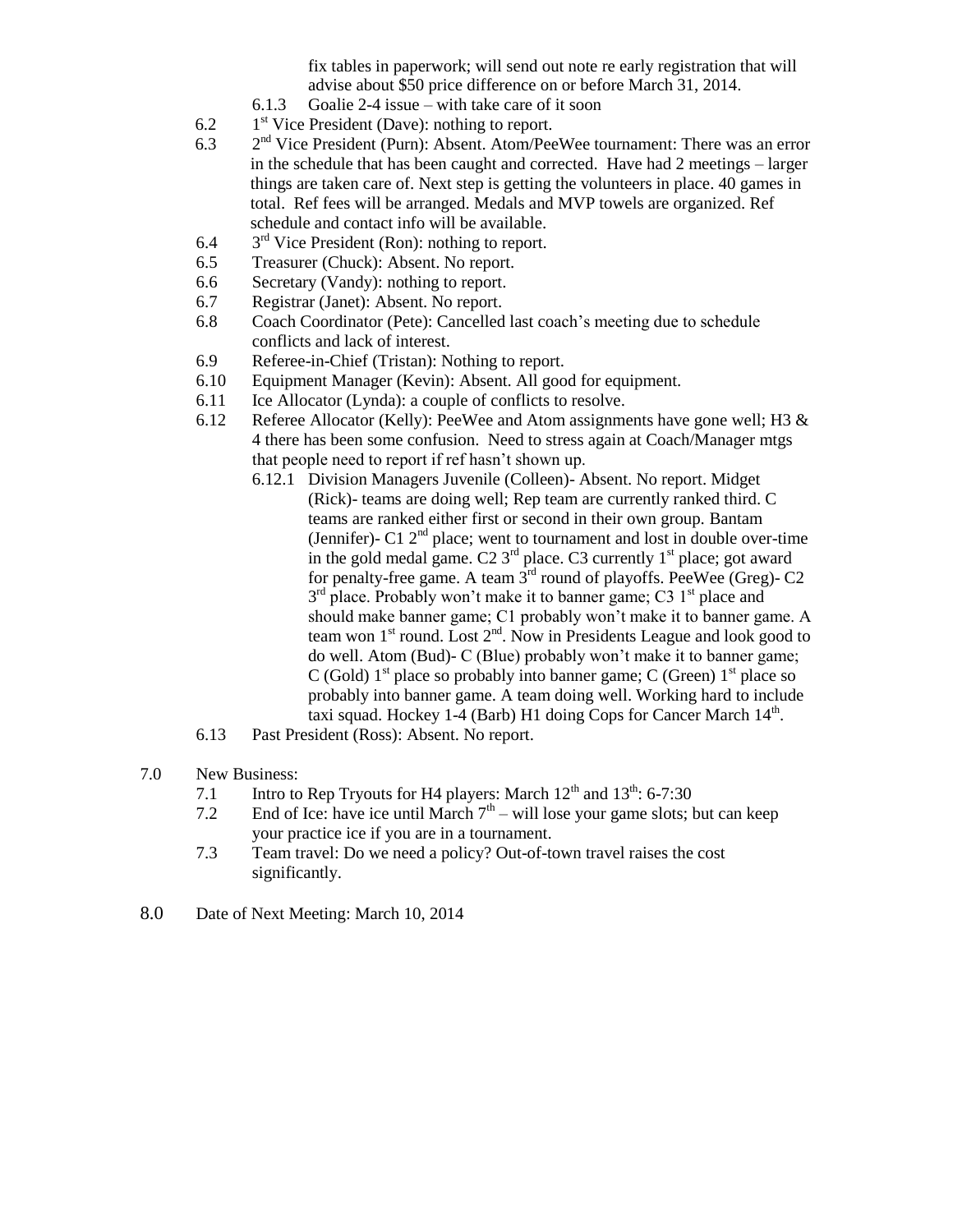fix tables in paperwork; will send out note re early registration that will advise about $50 price difference on or before March 31, 2014.

- 6.1.3 Goalie 2-4 issue – with take care of it soon

- 6.2 1st Vice President (Dave): nothing to report.
- 6.3 2nd Vice President (Purn): Absent. Atom/PeeWee tournament: There was an error in the schedule that has been caught and corrected. Have had 2 meetings – larger things are taken care of. Next step is getting the volunteers in place. 40 games in total. Ref fees will be arranged. Medals and MVP towels are organized. Ref schedule and contact info will be available.
- 6.4 3rd Vice President (Ron): nothing to report.
- 6.5 Treasurer (Chuck): Absent. No report.
- 6.6 Secretary (Vandy): nothing to report.
- 6.7 Registrar (Janet): Absent. No report.
- 6.8 Coach Coordinator (Pete): Cancelled last coach's meeting due to schedule conflicts and lack of interest.
- 6.9 Referee-in-Chief (Tristan): Nothing to report.
- 6.10 Equipment Manager (Kevin): Absent. All good for equipment.
- 6.11 Ice Allocator (Lynda): a couple of conflicts to resolve.
- 6.12 Referee Allocator (Kelly): PeeWee and Atom assignments have gone well; H3 & 4 there has been some confusion. Need to stress again at Coach/Manager mtgs that people need to report if ref hasn't shown up.
  - 6.12.1 Division Managers Juvenile (Colleen)- Absent. No report. Midget (Rick)- teams are doing well; Rep team are currently ranked third. C teams are ranked either first or second in their own group. Bantam (Jennifer)- C1 2nd place; went to tournament and lost in double over-time in the gold medal game. C2 3rd place. C3 currently 1st place; got award for penalty-free game. A team 3rd round of playoffs. PeeWee (Greg)- C2 3rd place. Probably won't make it to banner game; C3 1st place and should make banner game; C1 probably won't make it to banner game. A team won 1st round. Lost 2nd. Now in Presidents League and look good to do well. Atom (Bud)- C (Blue) probably won't make it to banner game; C (Gold) 1st place so probably into banner game; C (Green) 1st place so probably into banner game. A team doing well. Working hard to include taxi squad. Hockey 1-4 (Barb) H1 doing Cops for Cancer March 14th.
- 6.13 Past President (Ross): Absent. No report.

7.0 New Business:

- 7.1 Intro to Rep Tryouts for H4 players: March 12th and 13th: 6-7:30
- 7.2 End of Ice: have ice until March 7th – will lose your game slots; but can keep your practice ice if you are in a tournament.
- 7.3 Team travel: Do we need a policy? Out-of-town travel raises the cost significantly.

8.0 Date of Next Meeting: March 10, 2014